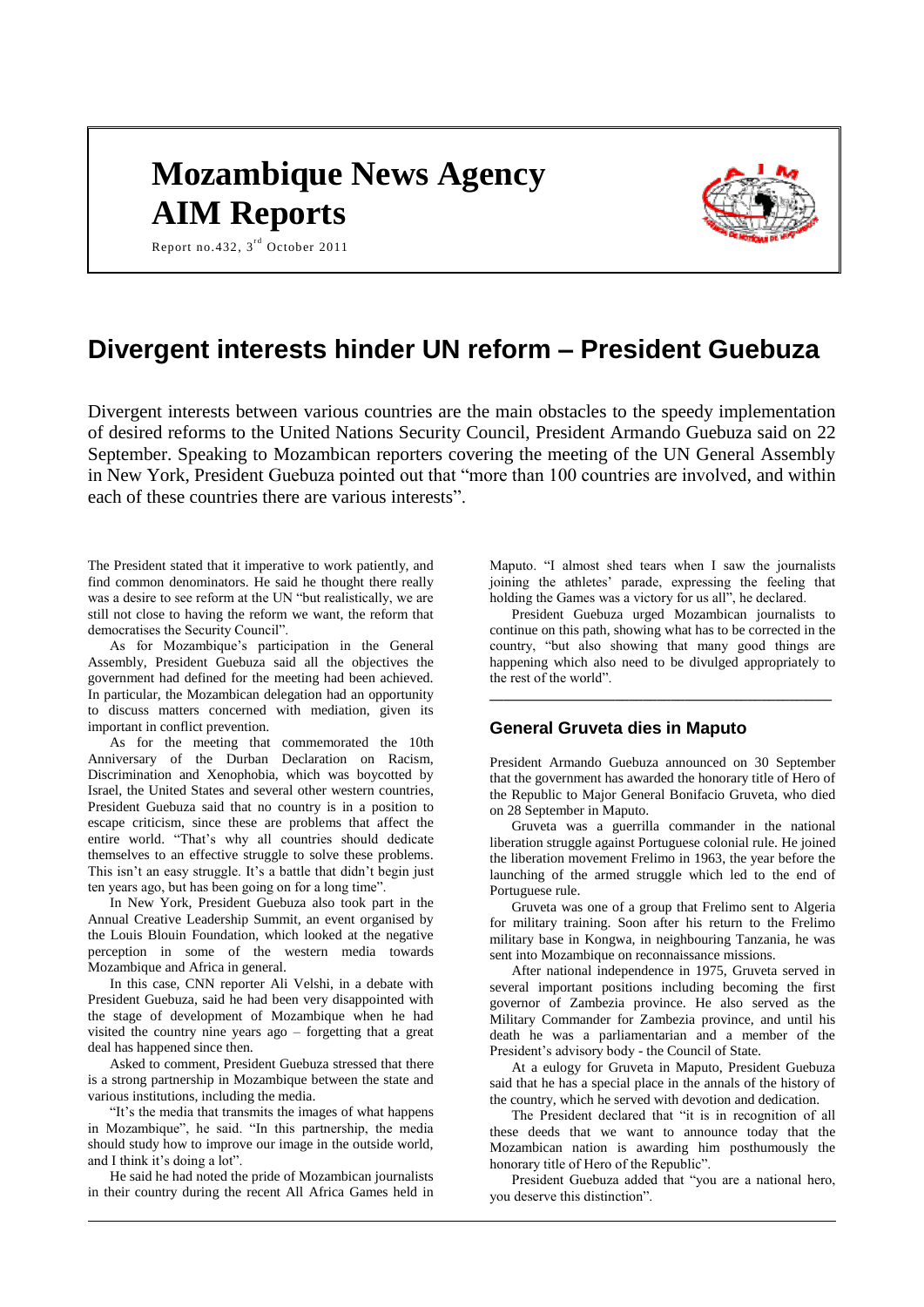# Mozambique News Agency
# AIM Reports

Report no.432, 3rd October 2011

## Divergent interests hinder UN reform – President Guebuza

Divergent interests between various countries are the main obstacles to the speedy implementation of desired reforms to the United Nations Security Council, President Armando Guebuza said on 22 September. Speaking to Mozambican reporters covering the meeting of the UN General Assembly in New York, President Guebuza pointed out that "more than 100 countries are involved, and within each of these countries there are various interests".

The President stated that it imperative to work patiently, and find common denominators. He said he thought there really was a desire to see reform at the UN "but realistically, we are still not close to having the reform we want, the reform that democratises the Security Council".

As for Mozambique's participation in the General Assembly, President Guebuza said all the objectives the government had defined for the meeting had been achieved. In particular, the Mozambican delegation had an opportunity to discuss matters concerned with mediation, given its important in conflict prevention.

As for the meeting that commemorated the 10th Anniversary of the Durban Declaration on Racism, Discrimination and Xenophobia, which was boycotted by Israel, the United States and several other western countries, President Guebuza said that no country is in a position to escape criticism, since these are problems that affect the entire world. "That's why all countries should dedicate themselves to an effective struggle to solve these problems. This isn't an easy struggle. It's a battle that didn't begin just ten years ago, but has been going on for a long time".

In New York, President Guebuza also took part in the Annual Creative Leadership Summit, an event organised by the Louis Blouin Foundation, which looked at the negative perception in some of the western media towards Mozambique and Africa in general.

In this case, CNN reporter Ali Velshi, in a debate with President Guebuza, said he had been very disappointed with the stage of development of Mozambique when he had visited the country nine years ago – forgetting that a great deal has happened since then.

Asked to comment, President Guebuza stressed that there is a strong partnership in Mozambique between the state and various institutions, including the media.

"It's the media that transmits the images of what happens in Mozambique", he said. "In this partnership, the media should study how to improve our image in the outside world, and I think it's doing a lot".

He said he had noted the pride of Mozambican journalists in their country during the recent All Africa Games held in Maputo. "I almost shed tears when I saw the journalists joining the athletes' parade, expressing the feeling that holding the Games was a victory for us all", he declared.

President Guebuza urged Mozambican journalists to continue on this path, showing what has to be corrected in the country, "but also showing that many good things are happening which also need to be divulged appropriately to the rest of the world".

---

## General Gruveta dies in Maputo

President Armando Guebuza announced on 30 September that the government has awarded the honorary title of Hero of the Republic to Major General Bonifacio Gruveta, who died on 28 September in Maputo.

Gruveta was a guerrilla commander in the national liberation struggle against Portuguese colonial rule. He joined the liberation movement Frelimo in 1963, the year before the launching of the armed struggle which led to the end of Portuguese rule.

Gruveta was one of a group that Frelimo sent to Algeria for military training. Soon after his return to the Frelimo military base in Kongwa, in neighbouring Tanzania, he was sent into Mozambique on reconnaissance missions.

After national independence in 1975, Gruveta served in several important positions including becoming the first governor of Zambezia province. He also served as the Military Commander for Zambezia province, and until his death he was a parliamentarian and a member of the President's advisory body - the Council of State.

At a eulogy for Gruveta in Maputo, President Guebuza said that he has a special place in the annals of the history of the country, which he served with devotion and dedication.

The President declared that "it is in recognition of all these deeds that we want to announce today that the Mozambican nation is awarding him posthumously the honorary title of Hero of the Republic".

President Guebuza added that "you are a national hero, you deserve this distinction".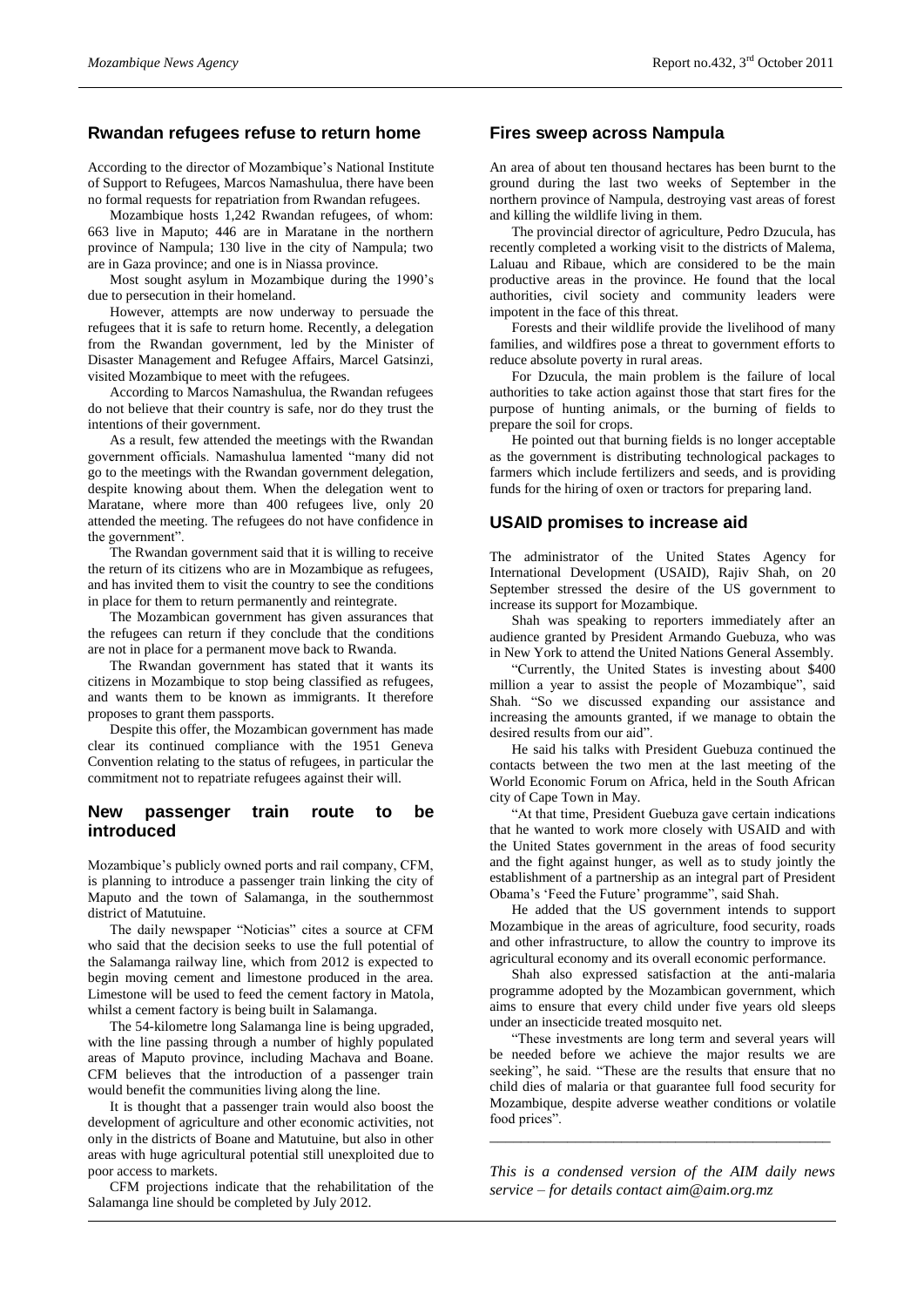## Rwandan refugees refuse to return home

According to the director of Mozambique's National Institute of Support to Refugees, Marcos Namashulua, there have been no formal requests for repatriation from Rwandan refugees.

Mozambique hosts 1,242 Rwandan refugees, of whom: 663 live in Maputo; 446 are in Maratane in the northern province of Nampula; 130 live in the city of Nampula; two are in Gaza province; and one is in Niassa province.

Most sought asylum in Mozambique during the 1990's due to persecution in their homeland.

However, attempts are now underway to persuade the refugees that it is safe to return home. Recently, a delegation from the Rwandan government, led by the Minister of Disaster Management and Refugee Affairs, Marcel Gatsinzi, visited Mozambique to meet with the refugees.

According to Marcos Namashulua, the Rwandan refugees do not believe that their country is safe, nor do they trust the intentions of their government.

As a result, few attended the meetings with the Rwandan government officials. Namashulua lamented "many did not go to the meetings with the Rwandan government delegation, despite knowing about them. When the delegation went to Maratane, where more than 400 refugees live, only 20 attended the meeting. The refugees do not have confidence in the government".

The Rwandan government said that it is willing to receive the return of its citizens who are in Mozambique as refugees, and has invited them to visit the country to see the conditions in place for them to return permanently and reintegrate.

The Mozambican government has given assurances that the refugees can return if they conclude that the conditions are not in place for a permanent move back to Rwanda.

The Rwandan government has stated that it wants its citizens in Mozambique to stop being classified as refugees, and wants them to be known as immigrants. It therefore proposes to grant them passports.

Despite this offer, the Mozambican government has made clear its continued compliance with the 1951 Geneva Convention relating to the status of refugees, in particular the commitment not to repatriate refugees against their will.

## New passenger train route to be introduced

Mozambique's publicly owned ports and rail company, CFM, is planning to introduce a passenger train linking the city of Maputo and the town of Salamanga, in the southernmost district of Matutuine.

The daily newspaper "Noticias" cites a source at CFM who said that the decision seeks to use the full potential of the Salamanga railway line, which from 2012 is expected to begin moving cement and limestone produced in the area. Limestone will be used to feed the cement factory in Matola, whilst a cement factory is being built in Salamanga.

The 54-kilometre long Salamanga line is being upgraded, with the line passing through a number of highly populated areas of Maputo province, including Machava and Boane. CFM believes that the introduction of a passenger train would benefit the communities living along the line.

It is thought that a passenger train would also boost the development of agriculture and other economic activities, not only in the districts of Boane and Matutuine, but also in other areas with huge agricultural potential still unexploited due to poor access to markets.

CFM projections indicate that the rehabilitation of the Salamanga line should be completed by July 2012.

## Fires sweep across Nampula

An area of about ten thousand hectares has been burnt to the ground during the last two weeks of September in the northern province of Nampula, destroying vast areas of forest and killing the wildlife living in them.

The provincial director of agriculture, Pedro Dzucula, has recently completed a working visit to the districts of Malema, Laluau and Ribaue, which are considered to be the main productive areas in the province. He found that the local authorities, civil society and community leaders were impotent in the face of this threat.

Forests and their wildlife provide the livelihood of many families, and wildfires pose a threat to government efforts to reduce absolute poverty in rural areas.

For Dzucula, the main problem is the failure of local authorities to take action against those that start fires for the purpose of hunting animals, or the burning of fields to prepare the soil for crops.

He pointed out that burning fields is no longer acceptable as the government is distributing technological packages to farmers which include fertilizers and seeds, and is providing funds for the hiring of oxen or tractors for preparing land.

## USAID promises to increase aid

The administrator of the United States Agency for International Development (USAID), Rajiv Shah, on 20 September stressed the desire of the US government to increase its support for Mozambique.

Shah was speaking to reporters immediately after an audience granted by President Armando Guebuza, who was in New York to attend the United Nations General Assembly.

"Currently, the United States is investing about $400 million a year to assist the people of Mozambique", said Shah. "So we discussed expanding our assistance and increasing the amounts granted, if we manage to obtain the desired results from our aid".

He said his talks with President Guebuza continued the contacts between the two men at the last meeting of the World Economic Forum on Africa, held in the South African city of Cape Town in May.

"At that time, President Guebuza gave certain indications that he wanted to work more closely with USAID and with the United States government in the areas of food security and the fight against hunger, as well as to study jointly the establishment of a partnership as an integral part of President Obama's 'Feed the Future' programme", said Shah.

He added that the US government intends to support Mozambique in the areas of agriculture, food security, roads and other infrastructure, to allow the country to improve its agricultural economy and its overall economic performance.

Shah also expressed satisfaction at the anti-malaria programme adopted by the Mozambican government, which aims to ensure that every child under five years old sleeps under an insecticide treated mosquito net.

"These investments are long term and several years will be needed before we achieve the major results we are seeking", he said. "These are the results that ensure that no child dies of malaria or that guarantee full food security for Mozambique, despite adverse weather conditions or volatile food prices".

---

*This is a condensed version of the AIM daily news service – for details contact aim@aim.org.mz*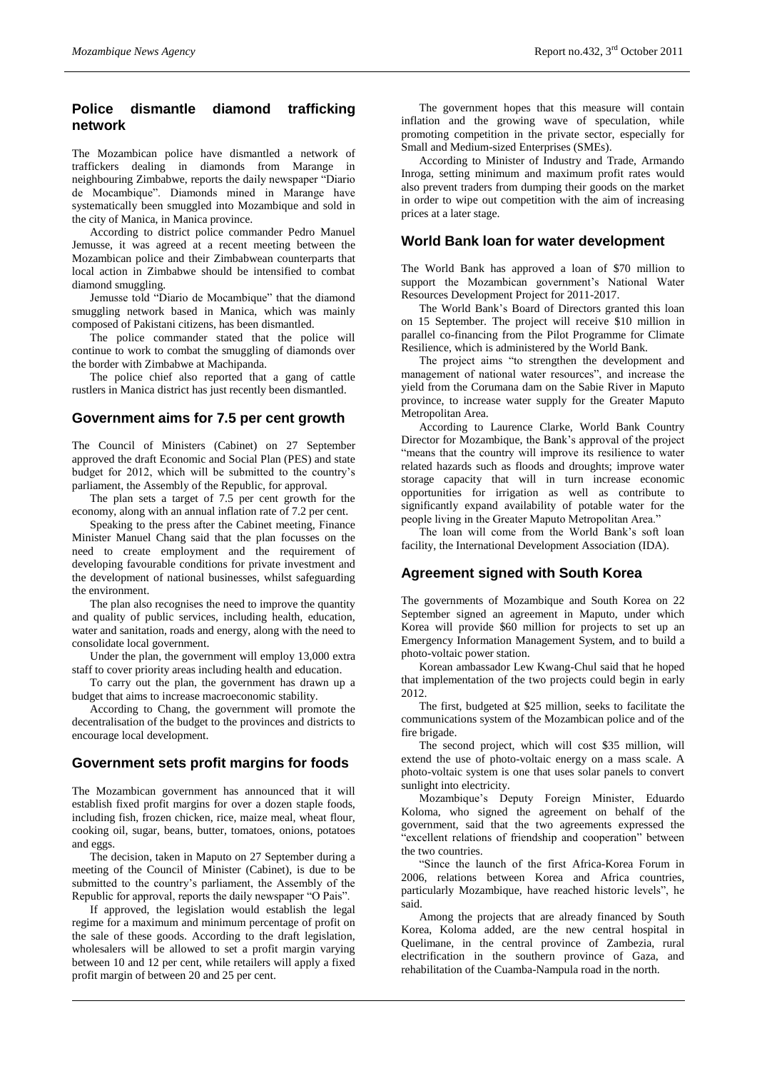## Police dismantle diamond trafficking network

The Mozambican police have dismantled a network of traffickers dealing in diamonds from Marange in neighbouring Zimbabwe, reports the daily newspaper "Diario de Mocambique". Diamonds mined in Marange have systematically been smuggled into Mozambique and sold in the city of Manica, in Manica province.

According to district police commander Pedro Manuel Jemusse, it was agreed at a recent meeting between the Mozambican police and their Zimbabwean counterparts that local action in Zimbabwe should be intensified to combat diamond smuggling.

Jemusse told "Diario de Mocambique" that the diamond smuggling network based in Manica, which was mainly composed of Pakistani citizens, has been dismantled.

The police commander stated that the police will continue to work to combat the smuggling of diamonds over the border with Zimbabwe at Machipanda.

The police chief also reported that a gang of cattle rustlers in Manica district has just recently been dismantled.

## Government aims for 7.5 per cent growth

The Council of Ministers (Cabinet) on 27 September approved the draft Economic and Social Plan (PES) and state budget for 2012, which will be submitted to the country's parliament, the Assembly of the Republic, for approval.

The plan sets a target of 7.5 per cent growth for the economy, along with an annual inflation rate of 7.2 per cent.

Speaking to the press after the Cabinet meeting, Finance Minister Manuel Chang said that the plan focusses on the need to create employment and the requirement of developing favourable conditions for private investment and the development of national businesses, whilst safeguarding the environment.

The plan also recognises the need to improve the quantity and quality of public services, including health, education, water and sanitation, roads and energy, along with the need to consolidate local government.

Under the plan, the government will employ 13,000 extra staff to cover priority areas including health and education.

To carry out the plan, the government has drawn up a budget that aims to increase macroeconomic stability.

According to Chang, the government will promote the decentralisation of the budget to the provinces and districts to encourage local development.

## Government sets profit margins for foods

The Mozambican government has announced that it will establish fixed profit margins for over a dozen staple foods, including fish, frozen chicken, rice, maize meal, wheat flour, cooking oil, sugar, beans, butter, tomatoes, onions, potatoes and eggs.

The decision, taken in Maputo on 27 September during a meeting of the Council of Minister (Cabinet), is due to be submitted to the country's parliament, the Assembly of the Republic for approval, reports the daily newspaper "O Pais".

If approved, the legislation would establish the legal regime for a maximum and minimum percentage of profit on the sale of these goods. According to the draft legislation, wholesalers will be allowed to set a profit margin varying between 10 and 12 per cent, while retailers will apply a fixed profit margin of between 20 and 25 per cent.

The government hopes that this measure will contain inflation and the growing wave of speculation, while promoting competition in the private sector, especially for Small and Medium-sized Enterprises (SMEs).

According to Minister of Industry and Trade, Armando Inroga, setting minimum and maximum profit rates would also prevent traders from dumping their goods on the market in order to wipe out competition with the aim of increasing prices at a later stage.

## World Bank loan for water development

The World Bank has approved a loan of $70 million to support the Mozambican government's National Water Resources Development Project for 2011-2017.

The World Bank's Board of Directors granted this loan on 15 September. The project will receive $10 million in parallel co-financing from the Pilot Programme for Climate Resilience, which is administered by the World Bank.

The project aims "to strengthen the development and management of national water resources", and increase the yield from the Corumana dam on the Sabie River in Maputo province, to increase water supply for the Greater Maputo Metropolitan Area.

According to Laurence Clarke, World Bank Country Director for Mozambique, the Bank's approval of the project "means that the country will improve its resilience to water related hazards such as floods and droughts; improve water storage capacity that will in turn increase economic opportunities for irrigation as well as contribute to significantly expand availability of potable water for the people living in the Greater Maputo Metropolitan Area."

The loan will come from the World Bank's soft loan facility, the International Development Association (IDA).

## Agreement signed with South Korea

The governments of Mozambique and South Korea on 22 September signed an agreement in Maputo, under which Korea will provide $60 million for projects to set up an Emergency Information Management System, and to build a photo-voltaic power station.

Korean ambassador Lew Kwang-Chul said that he hoped that implementation of the two projects could begin in early 2012.

The first, budgeted at $25 million, seeks to facilitate the communications system of the Mozambican police and of the fire brigade.

The second project, which will cost $35 million, will extend the use of photo-voltaic energy on a mass scale. A photo-voltaic system is one that uses solar panels to convert sunlight into electricity.

Mozambique's Deputy Foreign Minister, Eduardo Koloma, who signed the agreement on behalf of the government, said that the two agreements expressed the "excellent relations of friendship and cooperation" between the two countries.

"Since the launch of the first Africa-Korea Forum in 2006, relations between Korea and Africa countries, particularly Mozambique, have reached historic levels", he said.

Among the projects that are already financed by South Korea, Koloma added, are the new central hospital in Quelimane, in the central province of Zambezia, rural electrification in the southern province of Gaza, and rehabilitation of the Cuamba-Nampula road in the north.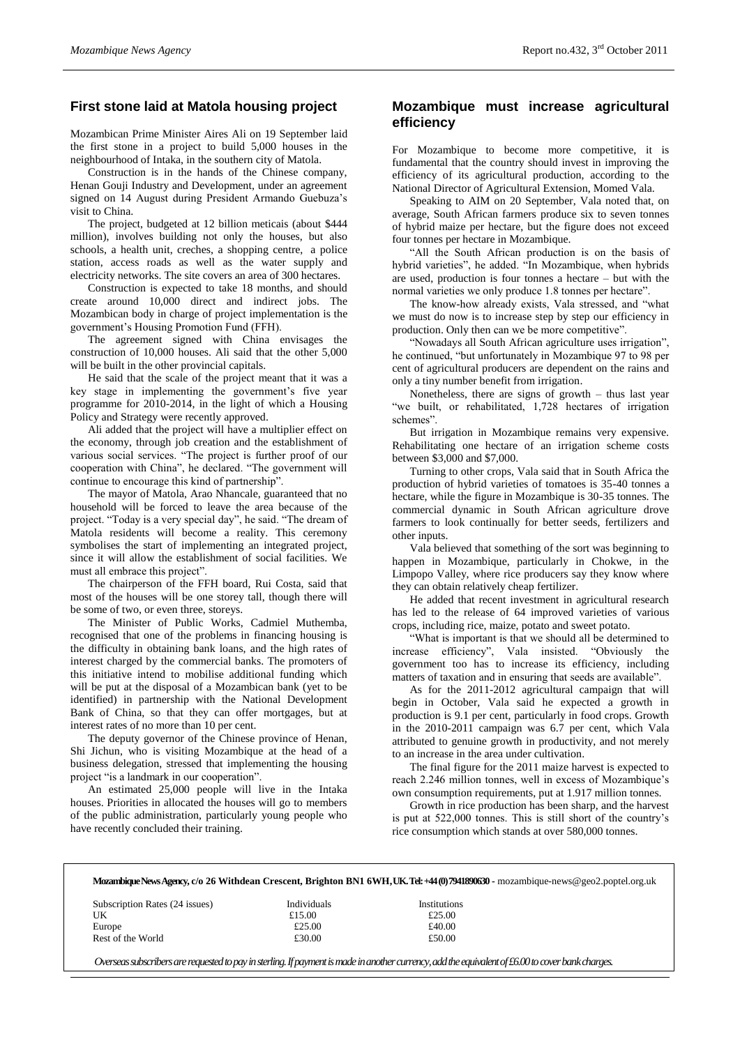## First stone laid at Matola housing project

Mozambican Prime Minister Aires Ali on 19 September laid the first stone in a project to build 5,000 houses in the neighbourhood of Intaka, in the southern city of Matola.

Construction is in the hands of the Chinese company, Henan Gouji Industry and Development, under an agreement signed on 14 August during President Armando Guebuza's visit to China.

The project, budgeted at 12 billion meticais (about $444 million), involves building not only the houses, but also schools, a health unit, creches, a shopping centre, a police station, access roads as well as the water supply and electricity networks. The site covers an area of 300 hectares.

Construction is expected to take 18 months, and should create around 10,000 direct and indirect jobs. The Mozambican body in charge of project implementation is the government's Housing Promotion Fund (FFH).

The agreement signed with China envisages the construction of 10,000 houses. Ali said that the other 5,000 will be built in the other provincial capitals.

He said that the scale of the project meant that it was a key stage in implementing the government's five year programme for 2010-2014, in the light of which a Housing Policy and Strategy were recently approved.

Ali added that the project will have a multiplier effect on the economy, through job creation and the establishment of various social services. "The project is further proof of our cooperation with China", he declared. "The government will continue to encourage this kind of partnership".

The mayor of Matola, Arao Nhancale, guaranteed that no household will be forced to leave the area because of the project. "Today is a very special day", he said. "The dream of Matola residents will become a reality. This ceremony symbolises the start of implementing an integrated project, since it will allow the establishment of social facilities. We must all embrace this project".

The chairperson of the FFH board, Rui Costa, said that most of the houses will be one storey tall, though there will be some of two, or even three, storeys.

The Minister of Public Works, Cadmiel Muthemba, recognised that one of the problems in financing housing is the difficulty in obtaining bank loans, and the high rates of interest charged by the commercial banks. The promoters of this initiative intend to mobilise additional funding which will be put at the disposal of a Mozambican bank (yet to be identified) in partnership with the National Development Bank of China, so that they can offer mortgages, but at interest rates of no more than 10 per cent.

The deputy governor of the Chinese province of Henan, Shi Jichun, who is visiting Mozambique at the head of a business delegation, stressed that implementing the housing project "is a landmark in our cooperation".

An estimated 25,000 people will live in the Intaka houses. Priorities in allocated the houses will go to members of the public administration, particularly young people who have recently concluded their training.

## Mozambique must increase agricultural efficiency

For Mozambique to become more competitive, it is fundamental that the country should invest in improving the efficiency of its agricultural production, according to the National Director of Agricultural Extension, Momed Vala.

Speaking to AIM on 20 September, Vala noted that, on average, South African farmers produce six to seven tonnes of hybrid maize per hectare, but the figure does not exceed four tonnes per hectare in Mozambique.

"All the South African production is on the basis of hybrid varieties", he added. "In Mozambique, when hybrids are used, production is four tonnes a hectare – but with the normal varieties we only produce 1.8 tonnes per hectare".

The know-how already exists, Vala stressed, and "what we must do now is to increase step by step our efficiency in production. Only then can we be more competitive".

"Nowadays all South African agriculture uses irrigation", he continued, "but unfortunately in Mozambique 97 to 98 per cent of agricultural producers are dependent on the rains and only a tiny number benefit from irrigation.

Nonetheless, there are signs of growth – thus last year "we built, or rehabilitated, 1,728 hectares of irrigation schemes".

But irrigation in Mozambique remains very expensive. Rehabilitating one hectare of an irrigation scheme costs between $3,000 and $7,000.

Turning to other crops, Vala said that in South Africa the production of hybrid varieties of tomatoes is 35-40 tonnes a hectare, while the figure in Mozambique is 30-35 tonnes. The commercial dynamic in South African agriculture drove farmers to look continually for better seeds, fertilizers and other inputs.

Vala believed that something of the sort was beginning to happen in Mozambique, particularly in Chokwe, in the Limpopo Valley, where rice producers say they know where they can obtain relatively cheap fertilizer.

He added that recent investment in agricultural research has led to the release of 64 improved varieties of various crops, including rice, maize, potato and sweet potato.

"What is important is that we should all be determined to increase efficiency", Vala insisted. "Obviously the government too has to increase its efficiency, including matters of taxation and in ensuring that seeds are available".

As for the 2011-2012 agricultural campaign that will begin in October, Vala said he expected a growth in production is 9.1 per cent, particularly in food crops. Growth in the 2010-2011 campaign was 6.7 per cent, which Vala attributed to genuine growth in productivity, and not merely to an increase in the area under cultivation.

The final figure for the 2011 maize harvest is expected to reach 2.246 million tonnes, well in excess of Mozambique's own consumption requirements, put at 1.917 million tonnes.

Growth in rice production has been sharp, and the harvest is put at 522,000 tonnes. This is still short of the country's rice consumption which stands at over 580,000 tonnes.

**Mozambique News Agency, c/o 26 Withdean Crescent, Brighton BN1 6WH, UK. Tel: +44 (0) 7941890630 -** mozambique-news@geo2.poptel.org.uk

| Subscription Rates (24 issues) | Individuals | Institutions |
|---|---|---|
| UK | £15.00 | £25.00 |
| Europe | £25.00 | £40.00 |
| Rest of the World | £30.00 | £50.00 |

*Overseas subscribers are requested to pay in sterling. If payment is made in another currency, add the equivalent of £6.00 to cover bank charges.*